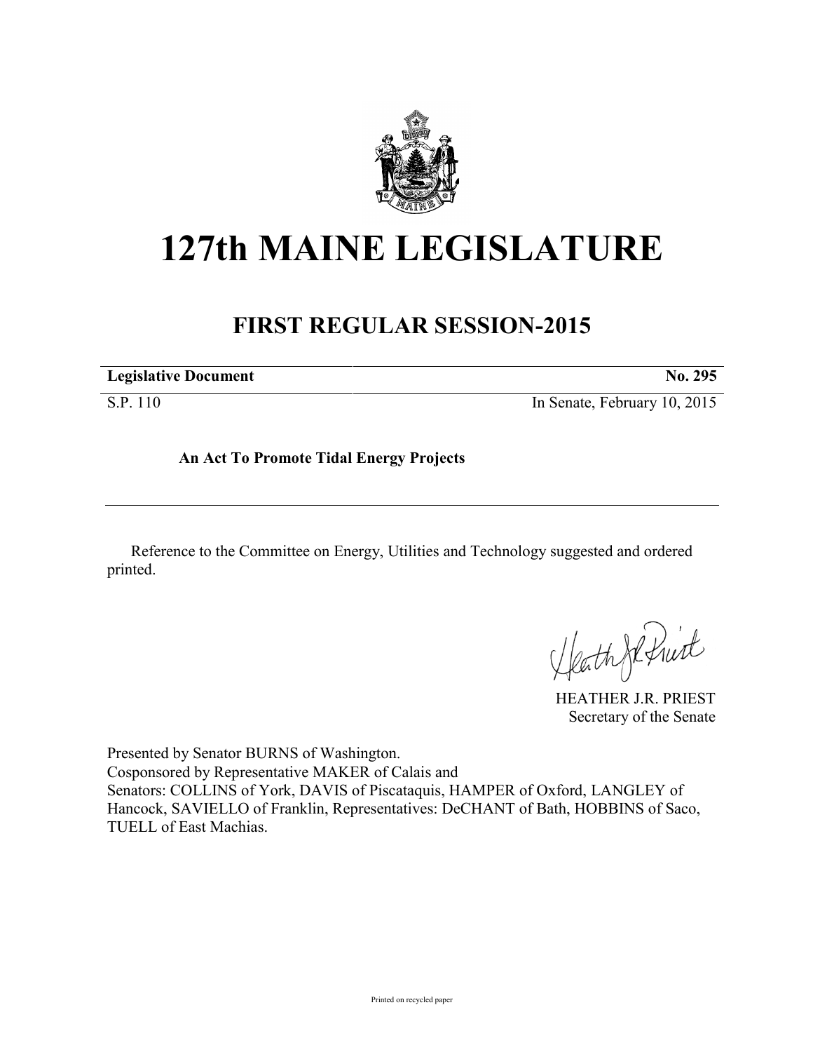# 127th MAINE LEGISLATURE

## FIRST REGULAR SESSION-2015

| **Legislative Document** | **No. 295** |
| --- | --- |
| S.P. 110 | In Senate, February 10, 2015 |

**An Act To Promote Tidal Energy Projects**

---

Reference to the Committee on Energy, Utilities and Technology suggested and ordered printed.

HEATHER J.R. PRIEST
Secretary of the Senate

Presented by Senator BURNS of Washington.
Cosponsored by Representative MAKER of Calais and
Senators: COLLINS of York, DAVIS of Piscataquis, HAMPER of Oxford, LANGLEY of Hancock, SAVIELLO of Franklin, Representatives: DeCHANT of Bath, HOBBINS of Saco, TUELL of East Machias.

Printed on recycled paper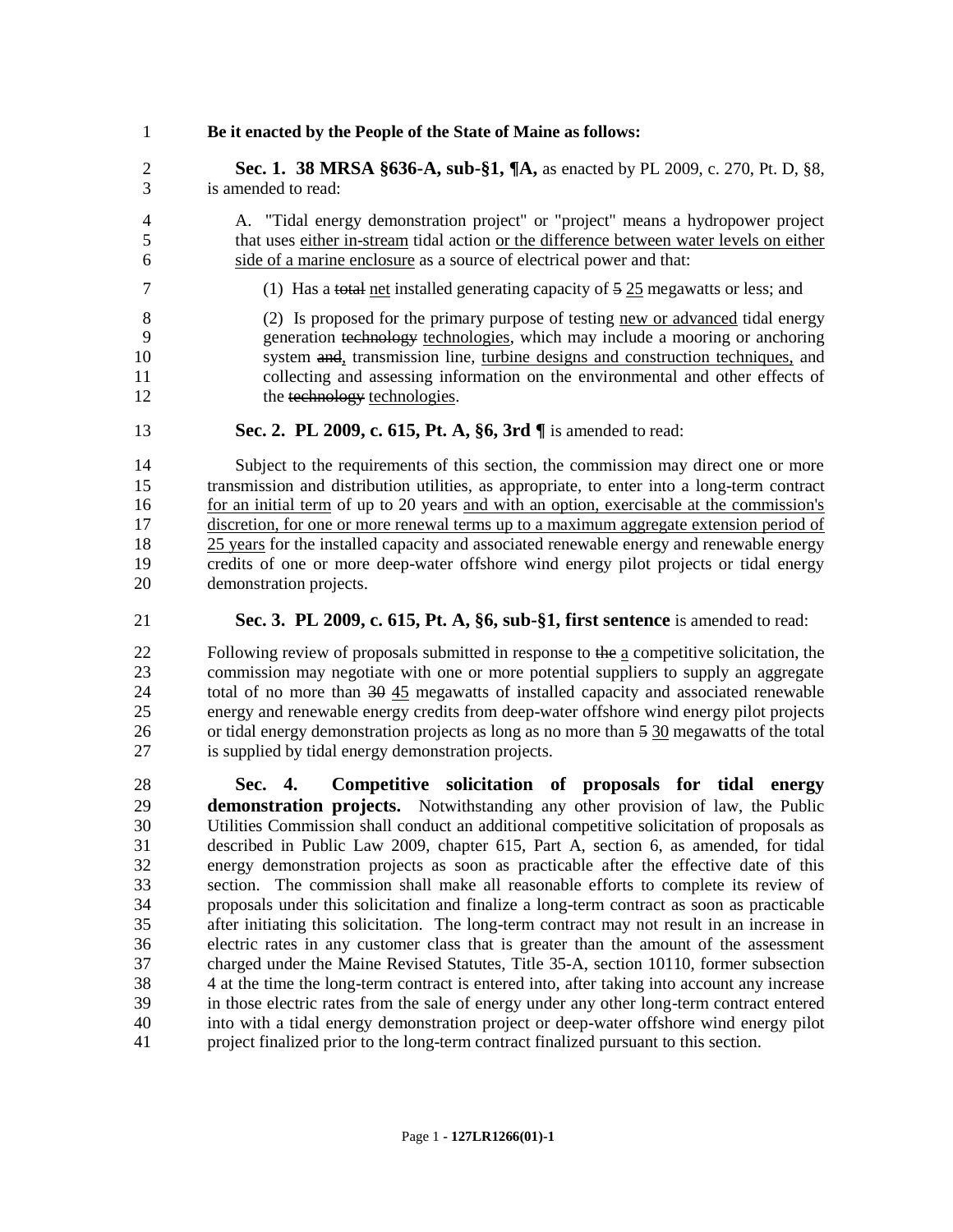**Be it enacted by the People of the State of Maine as follows:**

**Sec. 1. 38 MRSA §636-A, sub-§1, ¶A,** as enacted by PL 2009, c. 270, Pt. D, §8, is amended to read:

A. "Tidal energy demonstration project" or "project" means a hydropower project that uses <u>either in-stream</u> tidal action <u>or the difference between water levels on either side of a marine enclosure</u> as a source of electrical power and that:

(1) Has a ~~total~~ <u>net</u> installed generating capacity of ~~5~~ <u>25</u> megawatts or less; and

(2) Is proposed for the primary purpose of testing <u>new or advanced</u> tidal energy generation ~~technology~~ <u>technologies</u>, which may include a mooring or anchoring system ~~and~~<u>,</u> transmission line, <u>turbine designs and construction techniques,</u> and collecting and assessing information on the environmental and other effects of the ~~technology~~ <u>technologies</u>.

**Sec. 2. PL 2009, c. 615, Pt. A, §6, 3rd ¶** is amended to read:

Subject to the requirements of this section, the commission may direct one or more transmission and distribution utilities, as appropriate, to enter into a long-term contract <u>for an initial term</u> of up to 20 years <u>and with an option, exercisable at the commission's discretion, for one or more renewal terms up to a maximum aggregate extension period of 25 years</u> for the installed capacity and associated renewable energy and renewable energy credits of one or more deep-water offshore wind energy pilot projects or tidal energy demonstration projects.

**Sec. 3. PL 2009, c. 615, Pt. A, §6, sub-§1, first sentence** is amended to read:

Following review of proposals submitted in response to ~~the~~ <u>a</u> competitive solicitation, the commission may negotiate with one or more potential suppliers to supply an aggregate total of no more than ~~30~~ <u>45</u> megawatts of installed capacity and associated renewable energy and renewable energy credits from deep-water offshore wind energy pilot projects or tidal energy demonstration projects as long as no more than ~~5~~ <u>30</u> megawatts of the total is supplied by tidal energy demonstration projects.

**Sec. 4. Competitive solicitation of proposals for tidal energy demonstration projects.** Notwithstanding any other provision of law, the Public Utilities Commission shall conduct an additional competitive solicitation of proposals as described in Public Law 2009, chapter 615, Part A, section 6, as amended, for tidal energy demonstration projects as soon as practicable after the effective date of this section. The commission shall make all reasonable efforts to complete its review of proposals under this solicitation and finalize a long-term contract as soon as practicable after initiating this solicitation. The long-term contract may not result in an increase in electric rates in any customer class that is greater than the amount of the assessment charged under the Maine Revised Statutes, Title 35-A, section 10110, former subsection 4 at the time the long-term contract is entered into, after taking into account any increase in those electric rates from the sale of energy under any other long-term contract entered into with a tidal energy demonstration project or deep-water offshore wind energy pilot project finalized prior to the long-term contract finalized pursuant to this section.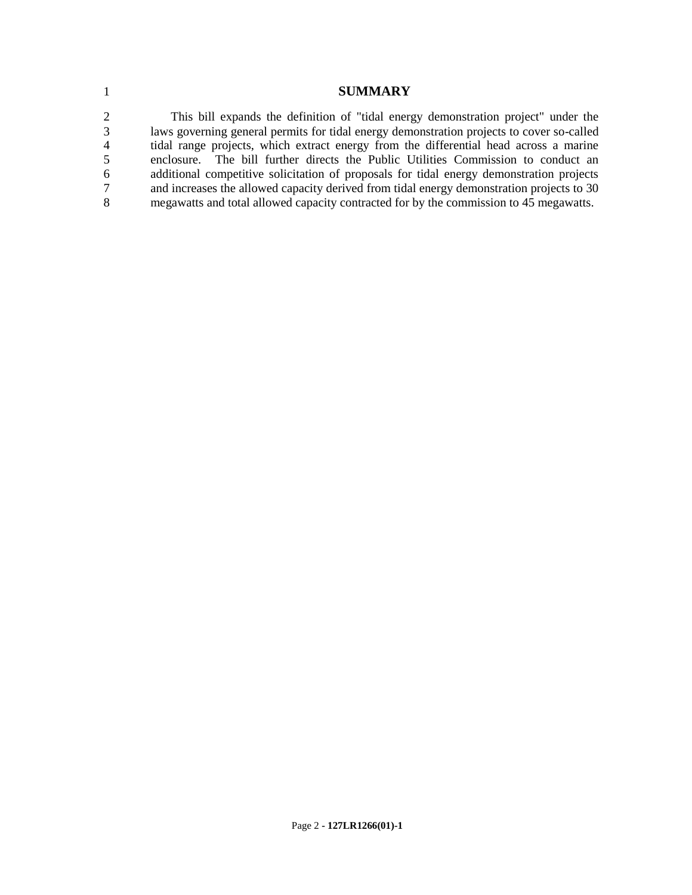## SUMMARY

This bill expands the definition of "tidal energy demonstration project" under the laws governing general permits for tidal energy demonstration projects to cover so-called tidal range projects, which extract energy from the differential head across a marine enclosure. The bill further directs the Public Utilities Commission to conduct an additional competitive solicitation of proposals for tidal energy demonstration projects and increases the allowed capacity derived from tidal energy demonstration projects to 30 megawatts and total allowed capacity contracted for by the commission to 45 megawatts.